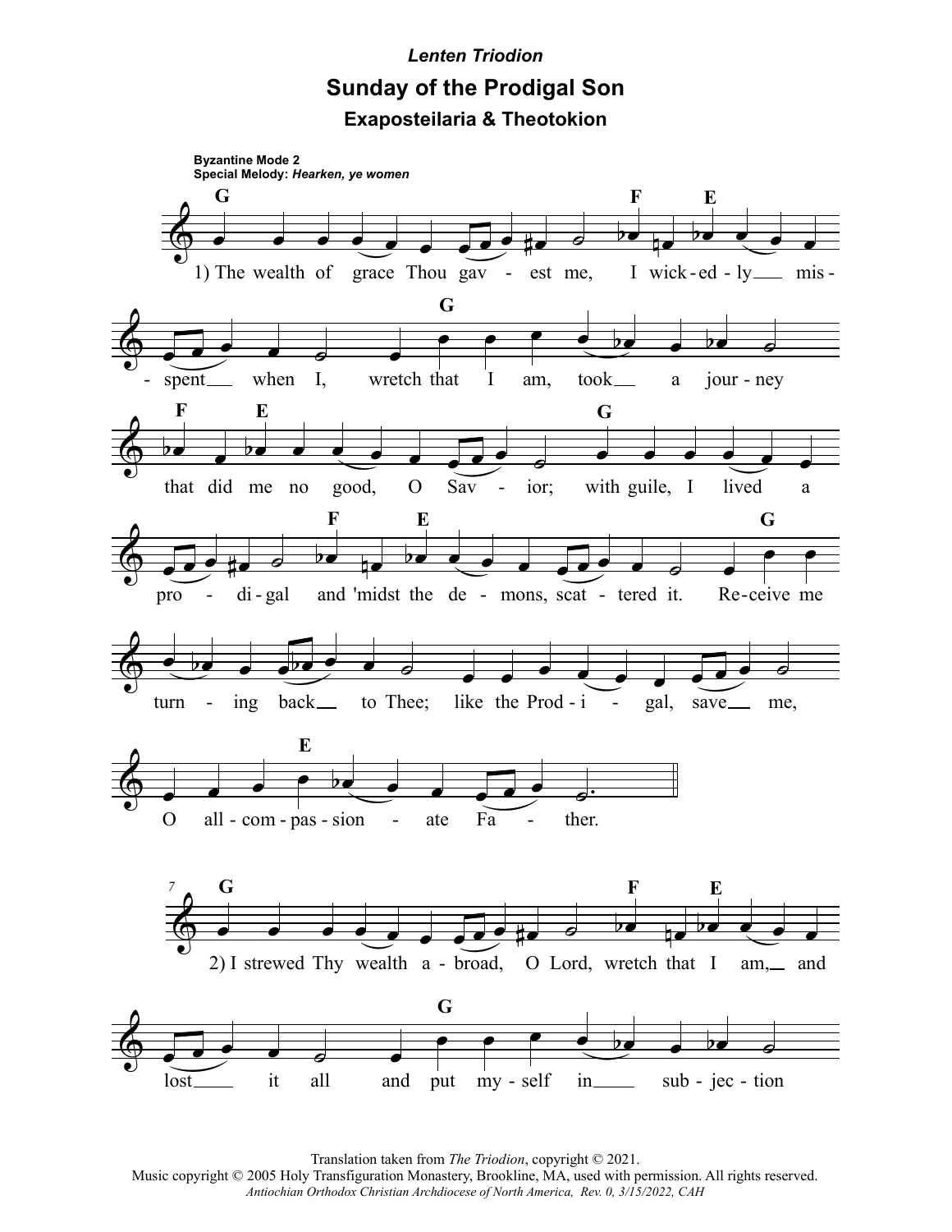*Lenten Triodion*

# Sunday of the Prodigal Son

## Exaposteilaria & Theotokion

**Byzantine Mode 2**
**Special Melody:** ***Hearken, ye women***

1) The wealth of grace Thou gavest me, I wickedly misspent when I, wretch that I am, took a journey that did me no good, O Savior; with guile, I lived a prodigal and 'midst the demons, scattered it. Receive me turning back to Thee; like the Prodigal, save me, O all-compassionate Father.

2) I strewed Thy wealth abroad, O Lord, wretch that I am, and lost it all and put myself in subjection

Translation taken from *The Triodion*, copyright © 2021.
Music copyright © 2005 Holy Transfiguration Monastery, Brookline, MA, used with permission. All rights reserved.
*Antiochian Orthodox Christian Archdiocese of North America, Rev. 0, 3/15/2022, CAH*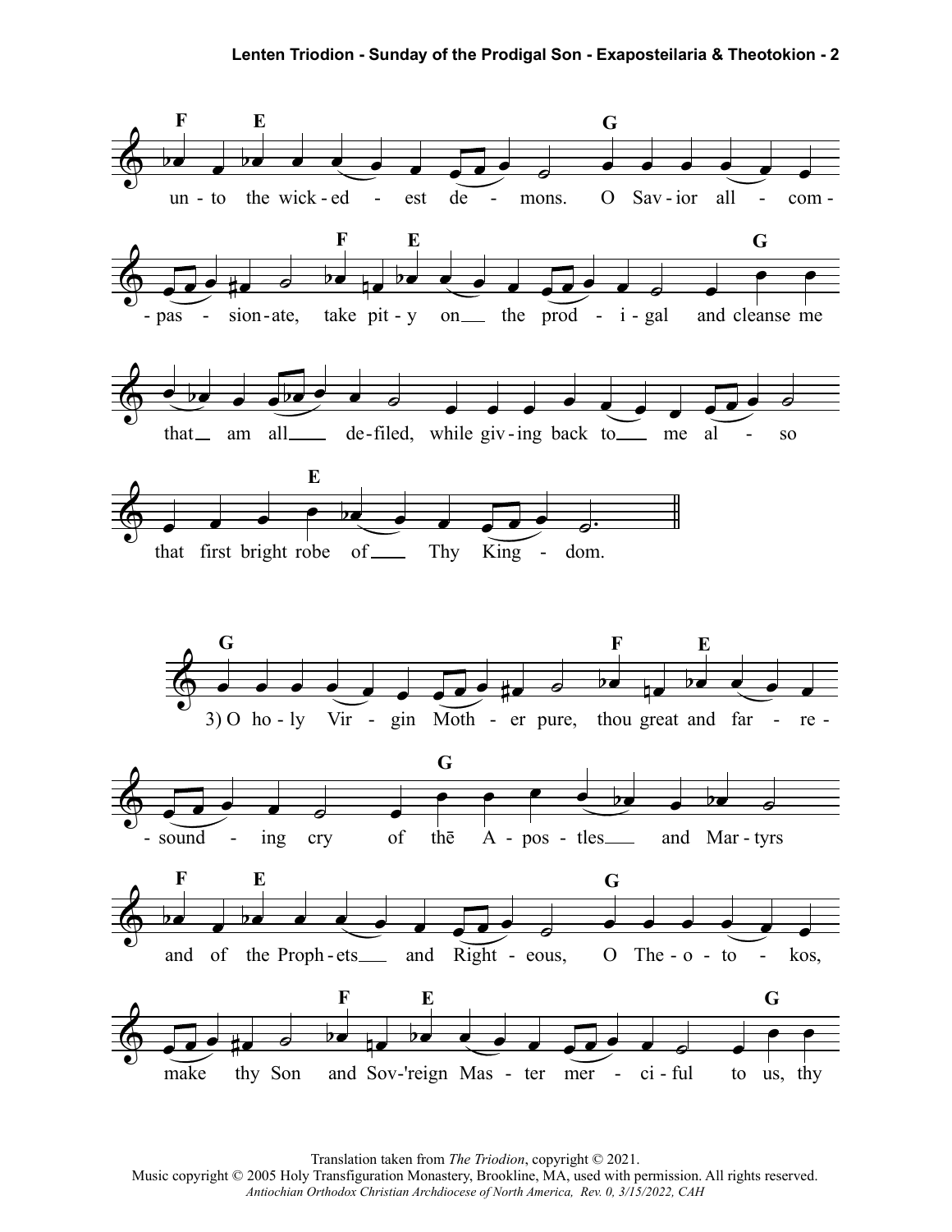un - to the wick - ed - est de - mons. O Sav - ior all - com - pas - sion - ate, take pit - y on the prod - i - gal and cleanse me that am all de - filed, while giv - ing back to me al - so that first bright robe of Thy King - dom.

3) O ho - ly Vir - gin Moth - er pure, thou great and far - re - sound - ing cry of thē A - pos - tles and Mar - tyrs and of the Proph - ets and Right - eous, O The - o - to - kos, make thy Son and Sov-'reign Mas - ter mer - ci - ful to us, thy

Translation taken from *The Triodion*, copyright © 2021.
Music copyright © 2005 Holy Transfiguration Monastery, Brookline, MA, used with permission. All rights reserved.
*Antiochian Orthodox Christian Archdiocese of North America, Rev. 0, 3/15/2022, CAH*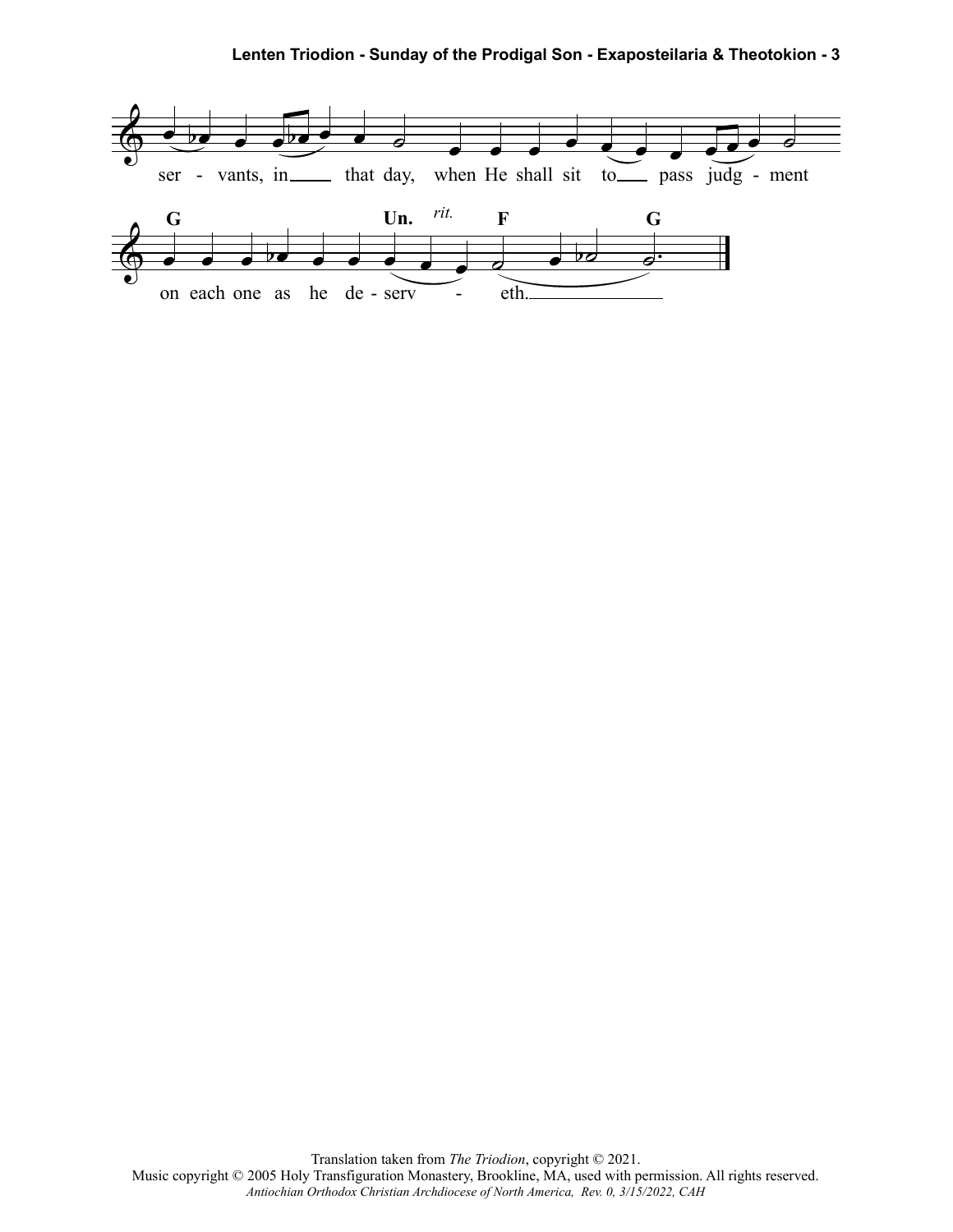ser - vants, in that day, when He shall sit to pass judg - ment

G Un. *rit.* F G

on each one as he de - serv - eth.

Translation taken from *The Triodion*, copyright © 2021.
Music copyright © 2005 Holy Transfiguration Monastery, Brookline, MA, used with permission. All rights reserved.
*Antiochian Orthodox Christian Archdiocese of North America, Rev. 0, 3/15/2022, CAH*